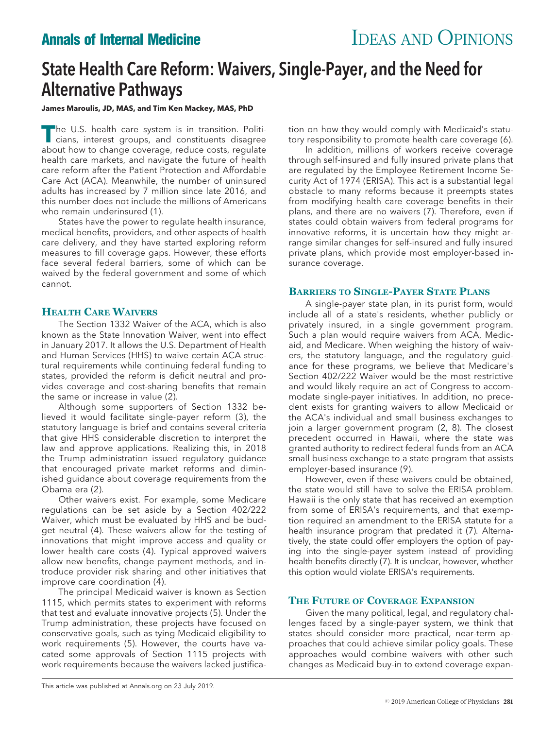# State Health Care Reform: Waivers, Single-Payer, and the Need for Alternative Pathways

**James Maroulis, JD, MAS, and Tim Ken Mackey, MAS, PhD**

The U.S. health care system is in transition. Politicians, interest groups, and constituents disagree about how to change coverage, reduce costs, regulate health care markets, and navigate the future of health care reform after the Patient Protection and Affordable Care Act (ACA). Meanwhile, the number of uninsured adults has increased by 7 million since late 2016, and this number does not include the millions of Americans who remain underinsured (1).

States have the power to regulate health insurance, medical benefits, providers, and other aspects of health care delivery, and they have started exploring reform measures to fill coverage gaps. However, these efforts face several federal barriers, some of which can be waived by the federal government and some of which cannot.

## Health Care Waivers

The Section 1332 Waiver of the ACA, which is also known as the State Innovation Waiver, went into effect in January 2017. It allows the U.S. Department of Health and Human Services (HHS) to waive certain ACA structural requirements while continuing federal funding to states, provided the reform is deficit neutral and provides coverage and cost-sharing benefits that remain the same or increase in value (2).

Although some supporters of Section 1332 believed it would facilitate single-payer reform (3), the statutory language is brief and contains several criteria that give HHS considerable discretion to interpret the law and approve applications. Realizing this, in 2018 the Trump administration issued regulatory guidance that encouraged private market reforms and diminished guidance about coverage requirements from the Obama era (2).

Other waivers exist. For example, some Medicare regulations can be set aside by a Section 402/222 Waiver, which must be evaluated by HHS and be budget neutral (4). These waivers allow for the testing of innovations that might improve access and quality or lower health care costs (4). Typical approved waivers allow new benefits, change payment methods, and introduce provider risk sharing and other initiatives that improve care coordination (4).

The principal Medicaid waiver is known as Section 1115, which permits states to experiment with reforms that test and evaluate innovative projects (5). Under the Trump administration, these projects have focused on conservative goals, such as tying Medicaid eligibility to work requirements (5). However, the courts have vacated some approvals of Section 1115 projects with work requirements because the waivers lacked justification on how they would comply with Medicaid's statutory responsibility to promote health care coverage (6).

In addition, millions of workers receive coverage through self-insured and fully insured private plans that are regulated by the Employee Retirement Income Security Act of 1974 (ERISA). This act is a substantial legal obstacle to many reforms because it preempts states from modifying health care coverage benefits in their plans, and there are no waivers (7). Therefore, even if states could obtain waivers from federal programs for innovative reforms, it is uncertain how they might arrange similar changes for self-insured and fully insured private plans, which provide most employer-based insurance coverage.

## Barriers to Single-Payer State Plans

A single-payer state plan, in its purist form, would include all of a state's residents, whether publicly or privately insured, in a single government program. Such a plan would require waivers from ACA, Medicaid, and Medicare. When weighing the history of waivers, the statutory language, and the regulatory guidance for these programs, we believe that Medicare's Section 402/222 Waiver would be the most restrictive and would likely require an act of Congress to accommodate single-payer initiatives. In addition, no precedent exists for granting waivers to allow Medicaid or the ACA's individual and small business exchanges to join a larger government program (2, 8). The closest precedent occurred in Hawaii, where the state was granted authority to redirect federal funds from an ACA small business exchange to a state program that assists employer-based insurance (9).

However, even if these waivers could be obtained, the state would still have to solve the ERISA problem. Hawaii is the only state that has received an exemption from some of ERISA's requirements, and that exemption required an amendment to the ERISA statute for a health insurance program that predated it (7). Alternatively, the state could offer employers the option of paying into the single-payer system instead of providing health benefits directly (7). It is unclear, however, whether this option would violate ERISA's requirements.

## The Future of Coverage Expansion

Given the many political, legal, and regulatory challenges faced by a single-payer system, we think that states should consider more practical, near-term approaches that could achieve similar policy goals. These approaches would combine waivers with other such changes as Medicaid buy-in to extend coverage expan-

This article was published at Annals.org on 23 July 2019.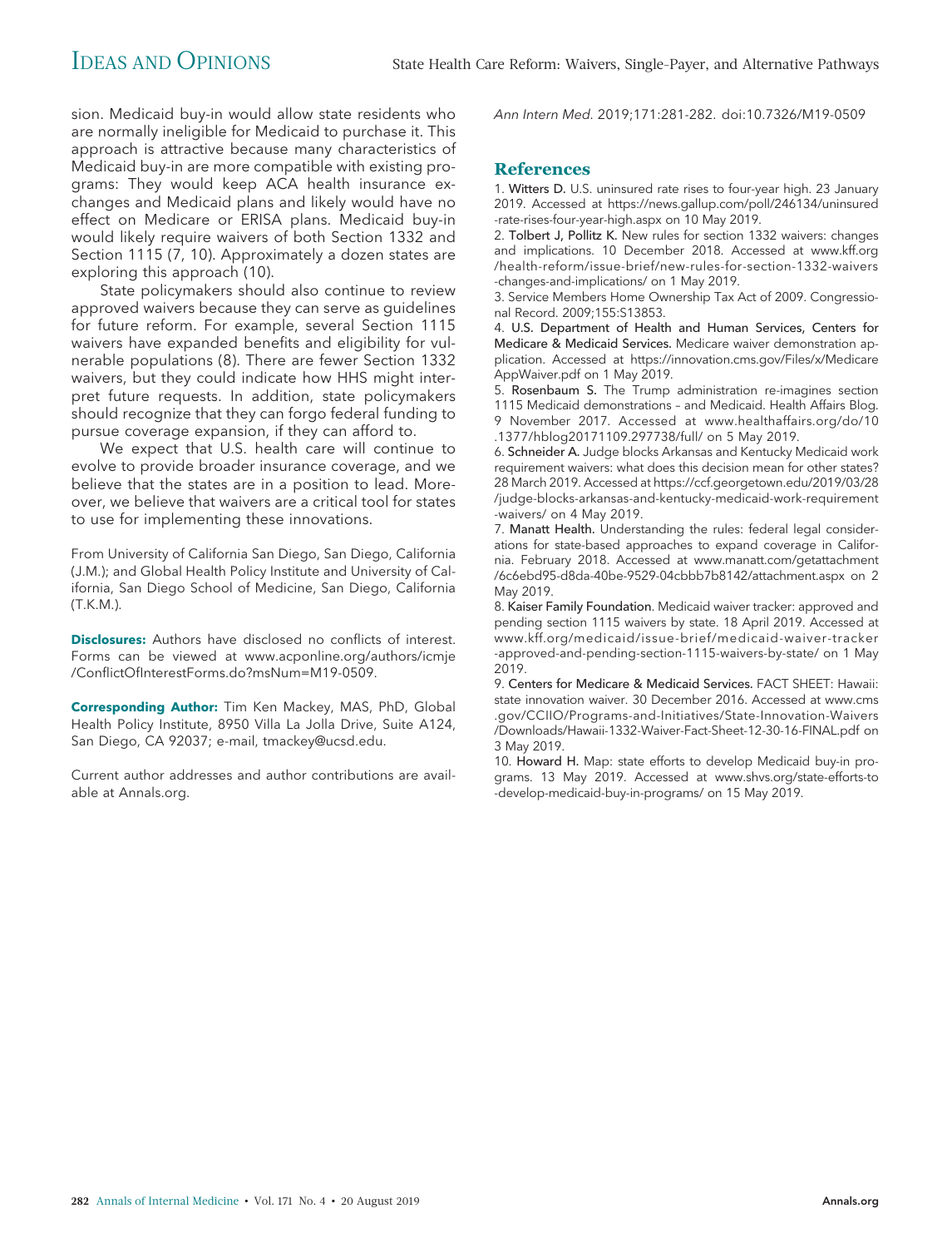sion. Medicaid buy-in would allow state residents who are normally ineligible for Medicaid to purchase it. This approach is attractive because many characteristics of Medicaid buy-in are more compatible with existing programs: They would keep ACA health insurance exchanges and Medicaid plans and likely would have no effect on Medicare or ERISA plans. Medicaid buy-in would likely require waivers of both Section 1332 and Section 1115 (7, 10). Approximately a dozen states are exploring this approach (10).

State policymakers should also continue to review approved waivers because they can serve as guidelines for future reform. For example, several Section 1115 waivers have expanded benefits and eligibility for vulnerable populations (8). There are fewer Section 1332 waivers, but they could indicate how HHS might interpret future requests. In addition, state policymakers should recognize that they can forgo federal funding to pursue coverage expansion, if they can afford to.

We expect that U.S. health care will continue to evolve to provide broader insurance coverage, and we believe that the states are in a position to lead. Moreover, we believe that waivers are a critical tool for states to use for implementing these innovations.

From University of California San Diego, San Diego, California (J.M.); and Global Health Policy Institute and University of California, San Diego School of Medicine, San Diego, California (T.K.M.).

**Disclosures:** Authors have disclosed no conflicts of interest. Forms can be viewed at www.acponline.org/authors/icmje/ConflictOfInterestForms.do?msNum=M19-0509.

**Corresponding Author:** Tim Ken Mackey, MAS, PhD, Global Health Policy Institute, 8950 Villa La Jolla Drive, Suite A124, San Diego, CA 92037; e-mail, tmackey@ucsd.edu.

Current author addresses and author contributions are available at Annals.org.

*Ann Intern Med.* 2019;171:281-282. doi:10.7326/M19-0509

## References

1. Witters D. U.S. uninsured rate rises to four-year high. 23 January 2019. Accessed at https://news.gallup.com/poll/246134/uninsured-rate-rises-four-year-high.aspx on 10 May 2019.
2. Tolbert J, Pollitz K. New rules for section 1332 waivers: changes and implications. 10 December 2018. Accessed at www.kff.org/health-reform/issue-brief/new-rules-for-section-1332-waivers-changes-and-implications/ on 1 May 2019.
3. Service Members Home Ownership Tax Act of 2009. Congressional Record. 2009;155:S13853.
4. U.S. Department of Health and Human Services, Centers for Medicare & Medicaid Services. Medicare waiver demonstration application. Accessed at https://innovation.cms.gov/Files/x/MedicareAppWaiver.pdf on 1 May 2019.
5. Rosenbaum S. The Trump administration re-imagines section 1115 Medicaid demonstrations – and Medicaid. Health Affairs Blog. 9 November 2017. Accessed at www.healthaffairs.org/do/10.1377/hblog20171109.297738/full/ on 5 May 2019.
6. Schneider A. Judge blocks Arkansas and Kentucky Medicaid work requirement waivers: what does this decision mean for other states? 28 March 2019. Accessed at https://ccf.georgetown.edu/2019/03/28/judge-blocks-arkansas-and-kentucky-medicaid-work-requirement-waivers/ on 4 May 2019.
7. Manatt Health. Understanding the rules: federal legal considerations for state-based approaches to expand coverage in California. February 2018. Accessed at www.manatt.com/getattachment/6c6ebd95-d8da-40be-9529-04cbbb7b8142/attachment.aspx on 2 May 2019.
8. Kaiser Family Foundation. Medicaid waiver tracker: approved and pending section 1115 waivers by state. 18 April 2019. Accessed at www.kff.org/medicaid/issue-brief/medicaid-waiver-tracker-approved-and-pending-section-1115-waivers-by-state/ on 1 May 2019.
9. Centers for Medicare & Medicaid Services. FACT SHEET: Hawaii: state innovation waiver. 30 December 2016. Accessed at www.cms.gov/CCIIO/Programs-and-Initiatives/State-Innovation-Waivers/Downloads/Hawaii-1332-Waiver-Fact-Sheet-12-30-16-FINAL.pdf on 3 May 2019.
10. Howard H. Map: state efforts to develop Medicaid buy-in programs. 13 May 2019. Accessed at www.shvs.org/state-efforts-to-develop-medicaid-buy-in-programs/ on 15 May 2019.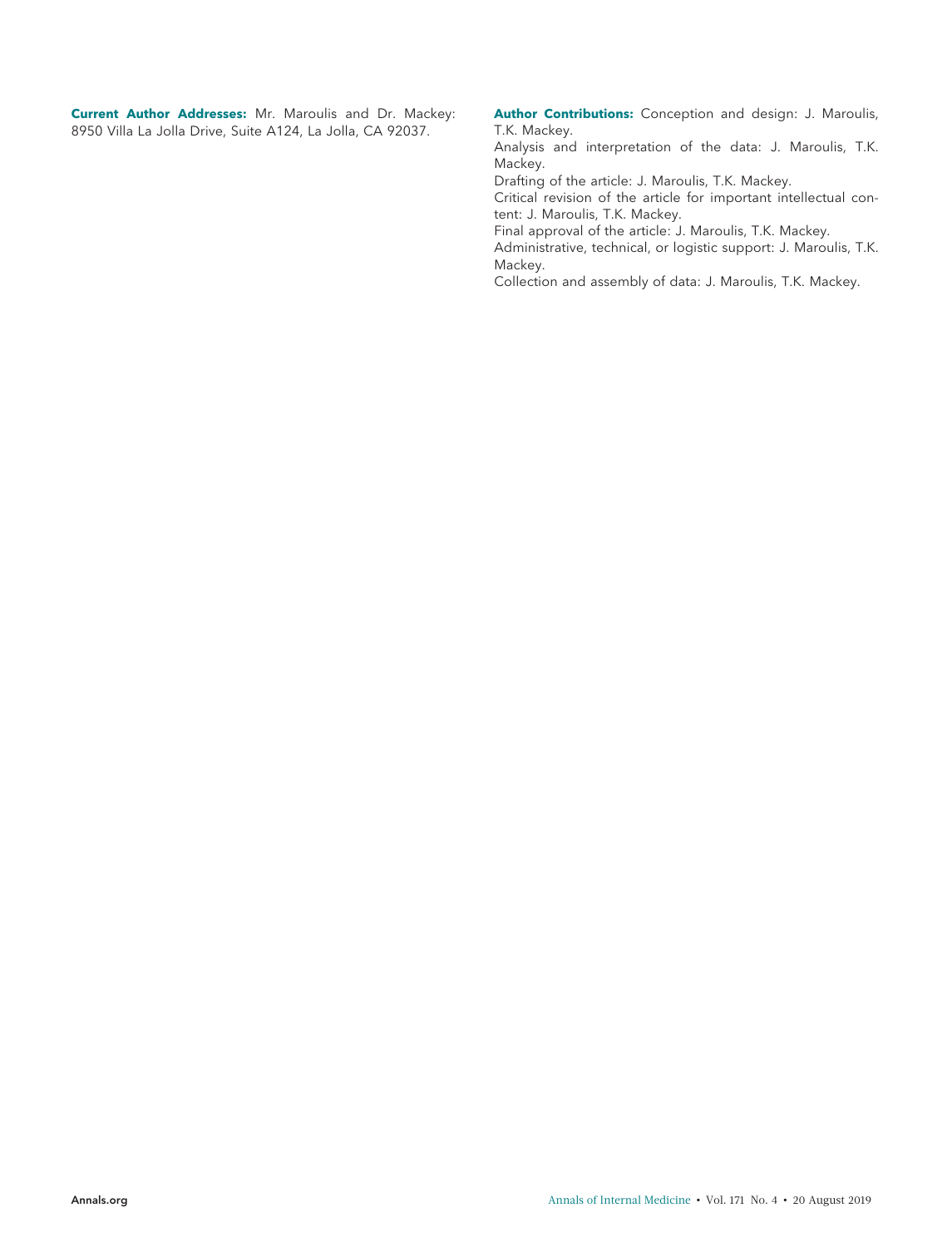**Current Author Addresses:** Mr. Maroulis and Dr. Mackey: 8950 Villa La Jolla Drive, Suite A124, La Jolla, CA 92037.

**Author Contributions:** Conception and design: J. Maroulis, T.K. Mackey.
Analysis and interpretation of the data: J. Maroulis, T.K. Mackey.
Drafting of the article: J. Maroulis, T.K. Mackey.
Critical revision of the article for important intellectual content: J. Maroulis, T.K. Mackey.
Final approval of the article: J. Maroulis, T.K. Mackey.
Administrative, technical, or logistic support: J. Maroulis, T.K. Mackey.
Collection and assembly of data: J. Maroulis, T.K. Mackey.